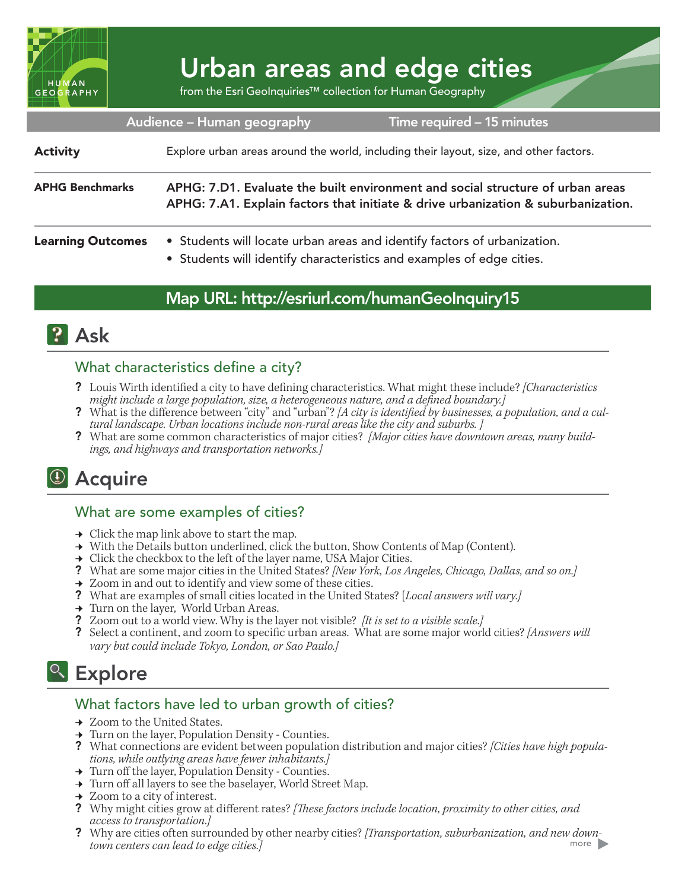# Urban areas and edge cities

from the Esri GeoInquiries™ collection for Human Geography

**Audience – Human geography** | **Time required – 15 minutes**

**Activity** — Explore urban areas around the world, including their layout, size, and other factors.

**APHG Benchmarks** — **APHG: 7.D1. Evaluate the built environment and social structure of urban areas**
**APHG: 7.A1. Explain factors that initiate & drive urbanization & suburbanization.**

**Learning Outcomes**
- Students will locate urban areas and identify factors of urbanization.
- Students will identify characteristics and examples of edge cities.

## Map URL: http://esriurl.com/humanGeoInquiry15

## Ask

### What characteristics define a city?

? Louis Wirth identified a city to have defining characteristics. What might these include? *[Characteristics might include a large population, size, a heterogeneous nature, and a defined boundary.]*
? What is the difference between "city" and "urban"? *[A city is identified by businesses, a population, and a cultural landscape. Urban locations include non-rural areas like the city and suburbs. ]*
? What are some common characteristics of major cities? *[Major cities have downtown areas, many buildings, and highways and transportation networks.]*

## Acquire

### What are some examples of cities?

→ Click the map link above to start the map.
→ With the Details button underlined, click the button, Show Contents of Map (Content).
→ Click the checkbox to the left of the layer name, USA Major Cities.
? What are some major cities in the United States? *[New York, Los Angeles, Chicago, Dallas, and so on.]*
→ Zoom in and out to identify and view some of these cities.
? What are examples of small cities located in the United States? [*Local answers will vary.]*
→ Turn on the layer, World Urban Areas.
? Zoom out to a world view. Why is the layer not visible? *[It is set to a visible scale.]*
? Select a continent, and zoom to specific urban areas. What are some major world cities? *[Answers will vary but could include Tokyo, London, or Sao Paulo.]*

## Explore

### What factors have led to urban growth of cities?

→ Zoom to the United States.
→ Turn on the layer, Population Density - Counties.
? What connections are evident between population distribution and major cities? *[Cities have high populations, while outlying areas have fewer inhabitants.]*
→ Turn off the layer, Population Density - Counties.
→ Turn off all layers to see the baselayer, World Street Map.
→ Zoom to a city of interest.
? Why might cities grow at different rates? *[These factors include location, proximity to other cities, and access to transportation.]*
? Why are cities often surrounded by other nearby cities? *[Transportation, suburbanization, and new downtown centers can lead to edge cities.]*

more ▶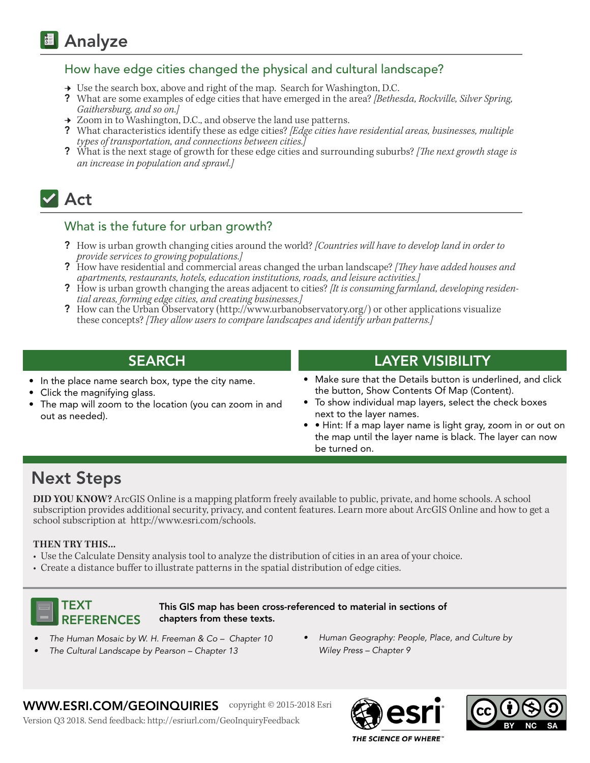# Analyze

## How have edge cities changed the physical and cultural landscape?

→ Use the search box, above and right of the map. Search for Washington, D.C.

**?** What are some examples of edge cities that have emerged in the area? *[Bethesda, Rockville, Silver Spring, Gaithersburg, and so on.]*

→ Zoom in to Washington, D.C., and observe the land use patterns.

**?** What characteristics identify these as edge cities? *[Edge cities have residential areas, businesses, multiple types of transportation, and connections between cities.]*

**?** What is the next stage of growth for these edge cities and surrounding suburbs? *[The next growth stage is an increase in population and sprawl.]*

# Act

## What is the future for urban growth?

**?** How is urban growth changing cities around the world? *[Countries will have to develop land in order to provide services to growing populations.]*

**?** How have residential and commercial areas changed the urban landscape? *[They have added houses and apartments, restaurants, hotels, education institutions, roads, and leisure activities.]*

**?** How is urban growth changing the areas adjacent to cities? *[It is consuming farmland, developing residential areas, forming edge cities, and creating businesses.]*

**?** How can the Urban Observatory (http://www.urbanobservatory.org/) or other applications visualize these concepts? *[They allow users to compare landscapes and identify urban patterns.]*

## SEARCH

- In the place name search box, type the city name.
- Click the magnifying glass.
- The map will zoom to the location (you can zoom in and out as needed).

## LAYER VISIBILITY

- Make sure that the Details button is underlined, and click the button, Show Contents Of Map (Content).
- To show individual map layers, select the check boxes next to the layer names.
- • Hint: If a map layer name is light gray, zoom in or out on the map until the layer name is black. The layer can now be turned on.

# Next Steps

**DID YOU KNOW?** ArcGIS Online is a mapping platform freely available to public, private, and home schools. A school subscription provides additional security, privacy, and content features. Learn more about ArcGIS Online and how to get a school subscription at http://www.esri.com/schools.

**THEN TRY THIS...**

- Use the Calculate Density analysis tool to analyze the distribution of cities in an area of your choice.
- Create a distance buffer to illustrate patterns in the spatial distribution of edge cities.

## TEXT REFERENCES

**This GIS map has been cross-referenced to material in sections of chapters from these texts.**

- *The Human Mosaic by W. H. Freeman & Co – Chapter 10*
- *The Cultural Landscape by Pearson – Chapter 13*
- *Human Geography: People, Place, and Culture by Wiley Press – Chapter 9*

**WWW.ESRI.COM/GEOINQUIRIES** copyright © 2015-2018 Esri

Version Q3 2018. Send feedback: http://esriurl.com/GeoInquiryFeedback

esri THE SCIENCE OF WHERE™

BY NC SA